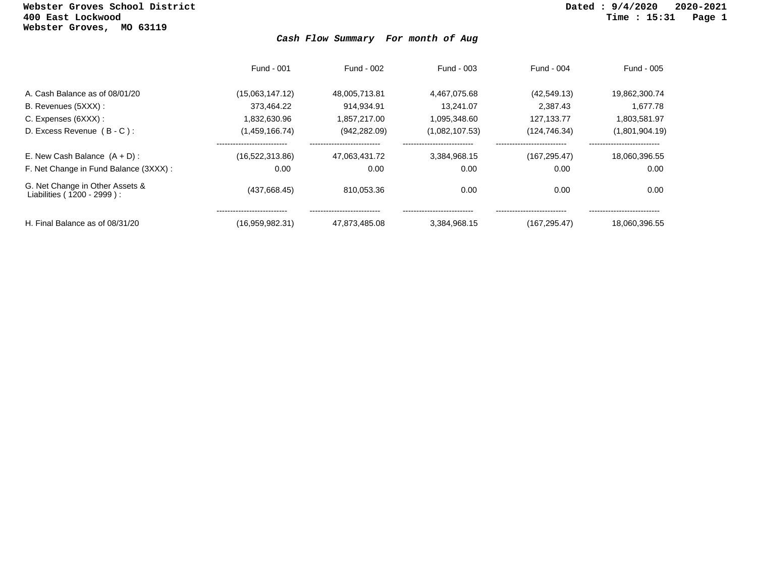**Webster Groves School District**
**400 East Lockwood**
**Webster Groves, MO 63119**

**Dated : 9/4/2020 2020-2021**
**Time : 15:31**

## *Cash Flow Summary For month of Aug*

| | Fund - 001 | Fund - 002 | Fund - 003 | Fund - 004 | Fund - 005 |
|---|---|---|---|---|---|
| A. Cash Balance as of 08/01/20 | (15,063,147.12) | 48,005,713.81 | 4,467,075.68 | (42,549.13) | 19,862,300.74 |
| B. Revenues (5XXX) : | 373,464.22 | 914,934.91 | 13,241.07 | 2,387.43 | 1,677.78 |
| C. Expenses (6XXX) : | 1,832,630.96 | 1,857,217.00 | 1,095,348.60 | 127,133.77 | 1,803,581.97 |
| D. Excess Revenue ( B - C ) : | (1,459,166.74) | (942,282.09) | (1,082,107.53) | (124,746.34) | (1,801,904.19) |
| E. New Cash Balance (A + D) : | (16,522,313.86) | 47,063,431.72 | 3,384,968.15 | (167,295.47) | 18,060,396.55 |
| F. Net Change in Fund Balance (3XXX) : | 0.00 | 0.00 | 0.00 | 0.00 | 0.00 |
| G. Net Change in Other Assets & Liabilities ( 1200 - 2999 ) : | (437,668.45) | 810,053.36 | 0.00 | 0.00 | 0.00 |
| H. Final Balance as of 08/31/20 | (16,959,982.31) | 47,873,485.08 | 3,384,968.15 | (167,295.47) | 18,060,396.55 |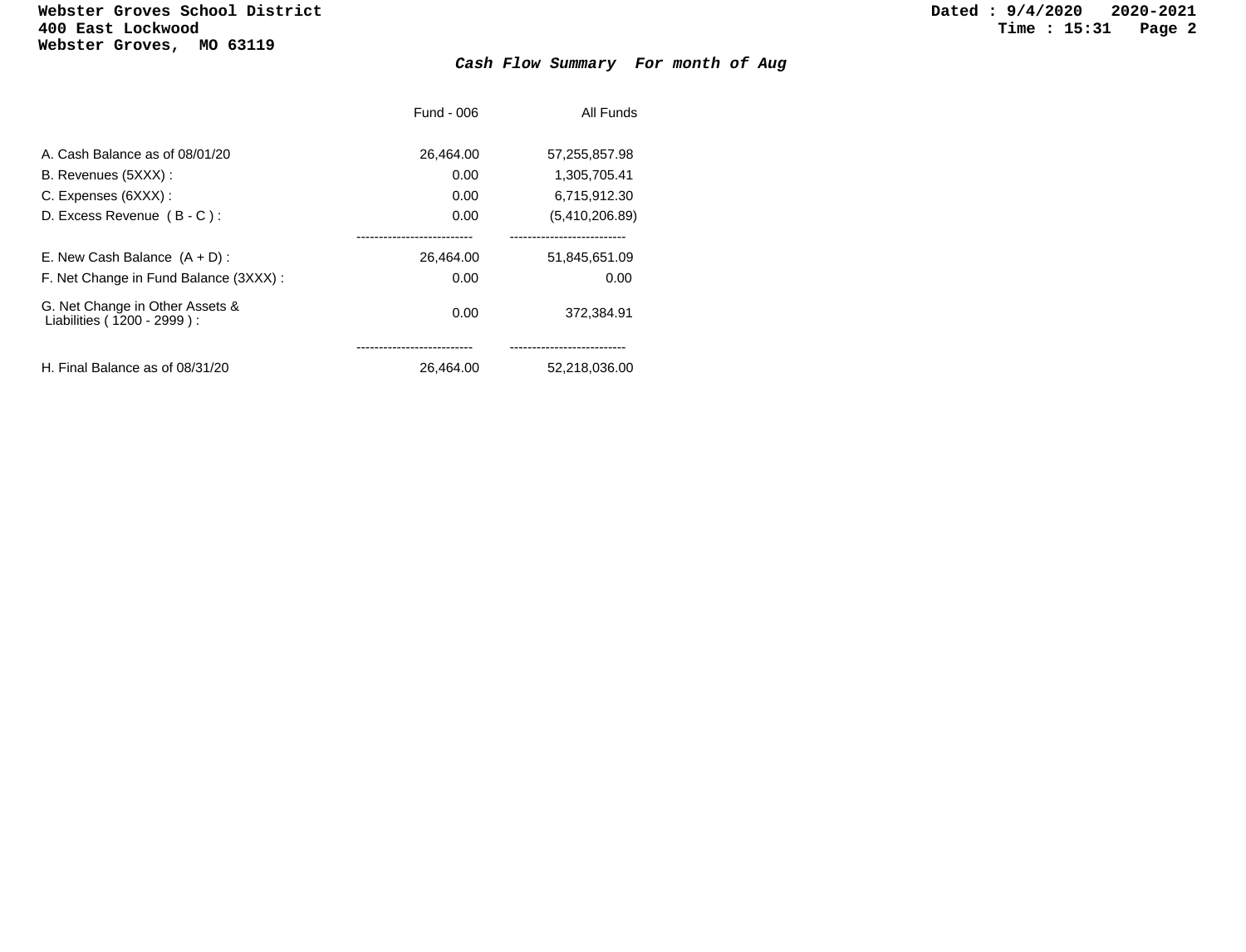Webster Groves School District
400 East Lockwood
Webster Groves, MO 63119

Dated : 9/4/2020 2020-2021
Time : 15:31

## *Cash Flow Summary For month of Aug*

| | Fund - 006 | All Funds |
|---|---|---|
| A. Cash Balance as of 08/01/20 | 26,464.00 | 57,255,857.98 |
| B. Revenues (5XXX) : | 0.00 | 1,305,705.41 |
| C. Expenses (6XXX) : | 0.00 | 6,715,912.30 |
| D. Excess Revenue ( B - C ) : | 0.00 | (5,410,206.89) |
| E. New Cash Balance (A + D) : | 26,464.00 | 51,845,651.09 |
| F. Net Change in Fund Balance (3XXX) : | 0.00 | 0.00 |
| G. Net Change in Other Assets & Liabilities ( 1200 - 2999 ) : | 0.00 | 372,384.91 |
| H. Final Balance as of 08/31/20 | 26,464.00 | 52,218,036.00 |